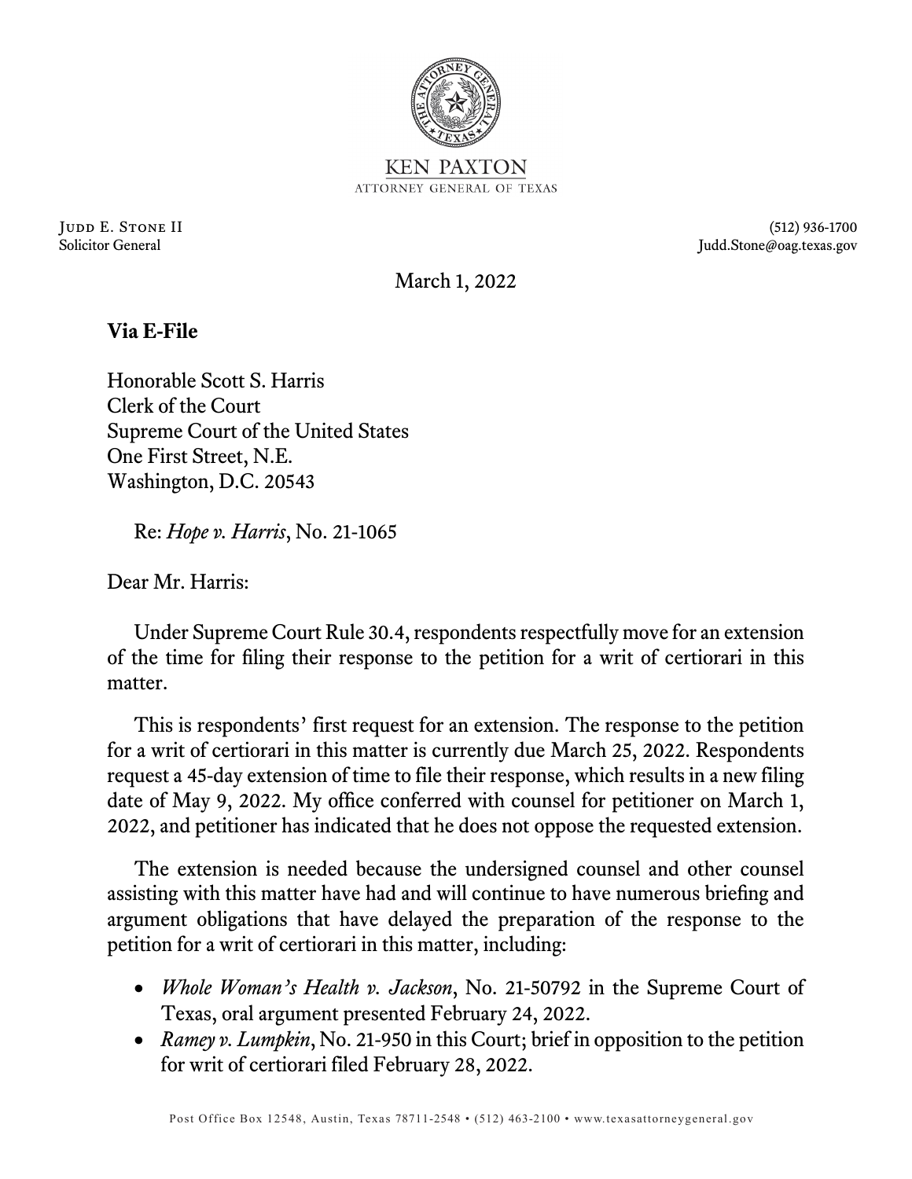KEN PAXTON
ATTORNEY GENERAL OF TEXAS

JUDD E. STONE II
Solicitor General

(512) 936-1700
Judd.Stone@oag.texas.gov

March 1, 2022

**Via E-File**

Honorable Scott S. Harris
Clerk of the Court
Supreme Court of the United States
One First Street, N.E.
Washington, D.C. 20543

Re: *Hope v. Harris*, No. 21-1065

Dear Mr. Harris:

Under Supreme Court Rule 30.4, respondents respectfully move for an extension of the time for filing their response to the petition for a writ of certiorari in this matter.

This is respondents' first request for an extension. The response to the petition for a writ of certiorari in this matter is currently due March 25, 2022. Respondents request a 45-day extension of time to file their response, which results in a new filing date of May 9, 2022. My office conferred with counsel for petitioner on March 1, 2022, and petitioner has indicated that he does not oppose the requested extension.

The extension is needed because the undersigned counsel and other counsel assisting with this matter have had and will continue to have numerous briefing and argument obligations that have delayed the preparation of the response to the petition for a writ of certiorari in this matter, including:

- *Whole Woman's Health v. Jackson*, No. 21-50792 in the Supreme Court of Texas, oral argument presented February 24, 2022.
- *Ramey v. Lumpkin*, No. 21-950 in this Court; brief in opposition to the petition for writ of certiorari filed February 28, 2022.

Post Office Box 12548, Austin, Texas 78711-2548 • (512) 463-2100 • www.texasattorneygeneral.gov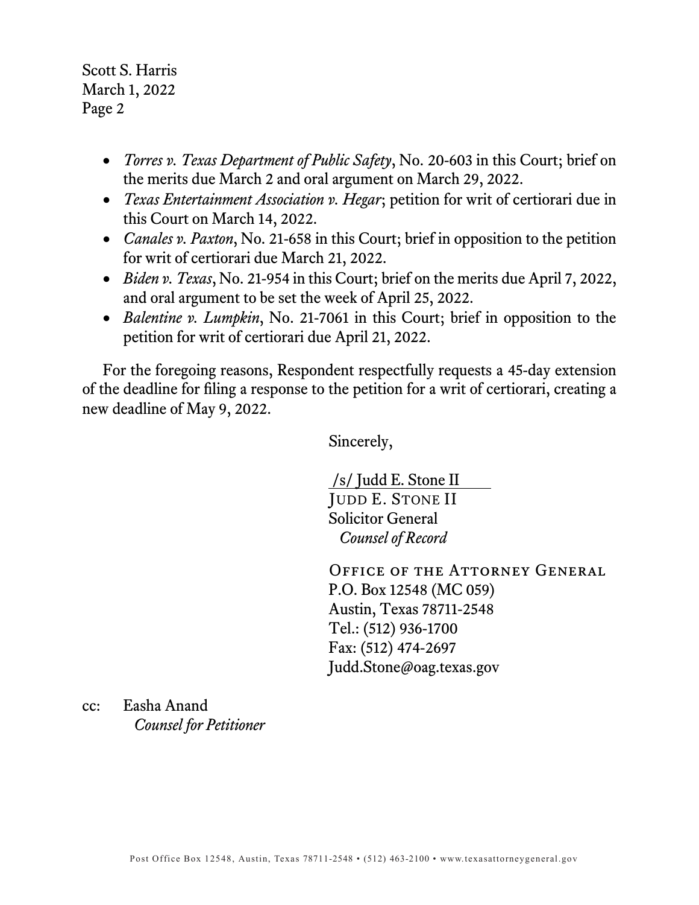- *Torres v. Texas Department of Public Safety*, No. 20-603 in this Court; brief on the merits due March 2 and oral argument on March 29, 2022.
- *Texas Entertainment Association v. Hegar*; petition for writ of certiorari due in this Court on March 14, 2022.
- *Canales v. Paxton*, No. 21-658 in this Court; brief in opposition to the petition for writ of certiorari due March 21, 2022.
- *Biden v. Texas*, No. 21-954 in this Court; brief on the merits due April 7, 2022, and oral argument to be set the week of April 25, 2022.
- *Balentine v. Lumpkin*, No. 21-7061 in this Court; brief in opposition to the petition for writ of certiorari due April 21, 2022.

For the foregoing reasons, Respondent respectfully requests a 45-day extension of the deadline for filing a response to the petition for a writ of certiorari, creating a new deadline of May 9, 2022.

Sincerely,

/s/ Judd E. Stone II
JUDD E. STONE II
Solicitor General
*Counsel of Record*

OFFICE OF THE ATTORNEY GENERAL
P.O. Box 12548 (MC 059)
Austin, Texas 78711-2548
Tel.: (512) 936-1700
Fax: (512) 474-2697
Judd.Stone@oag.texas.gov

cc: Easha Anand
*Counsel for Petitioner*